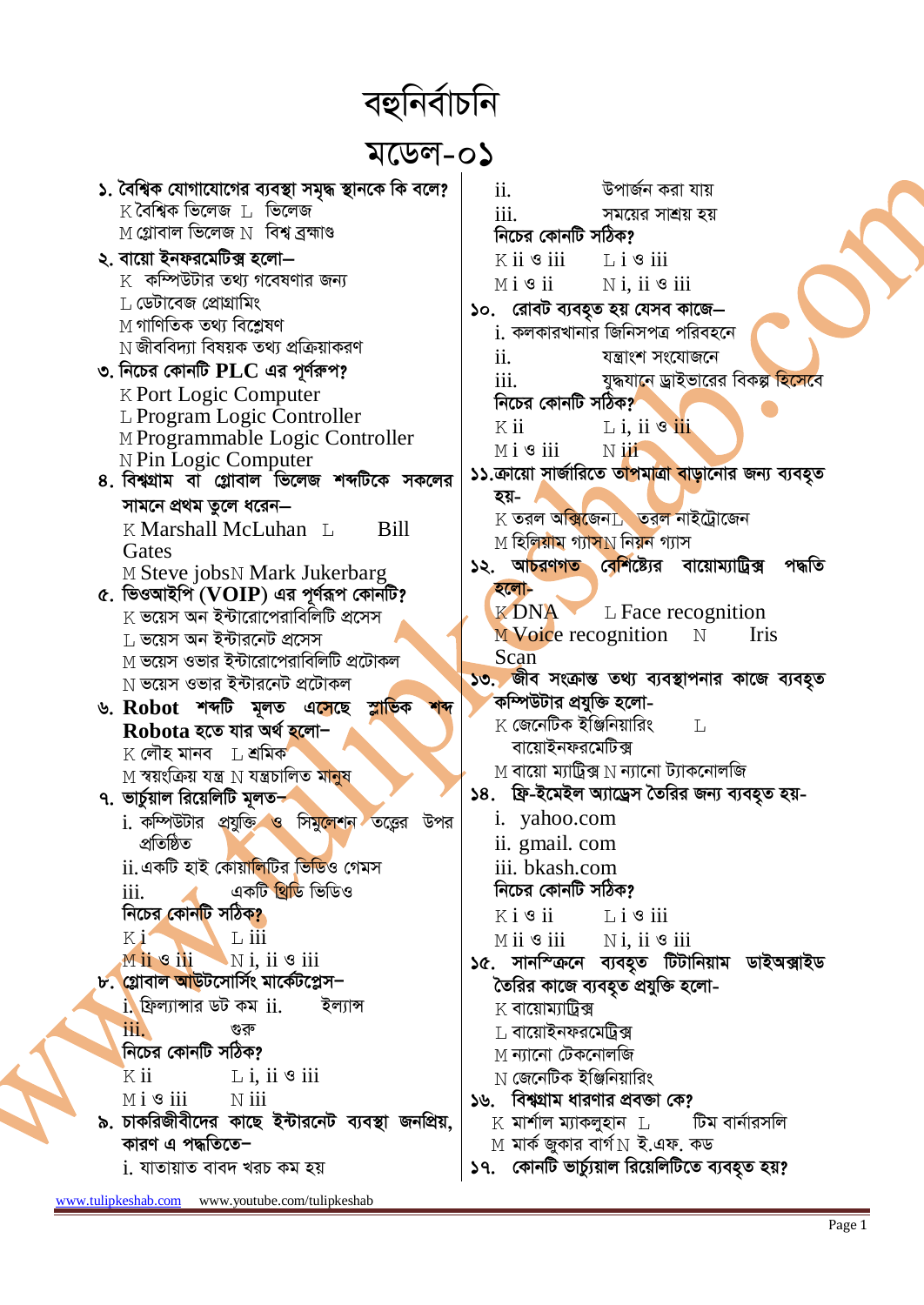# বহুনির্বাচনি

## মডেল-০১

১. বৈশ্বিক যোগাযোগের ব্যবস্থা সমৃদ্ধ স্থানকে কি বলে?
K বৈশ্বিক ভিলেজ L ভিলেজ
M গ্লোবাল ভিলেজ N বিশ্ব ব্রহ্মাণ্ড

২. বায়ো ইনফরমেটিক্স হলো–
K কম্পিউটার তথ্য গবেষণার জন্য
L ডেটাবেজ প্রোগ্রামিং
M গাণিতিক তথ্য বিশ্লেষণ
N জীববিদ্যা বিষয়ক তথ্য প্রক্রিয়াকরণ

৩. নিচের কোনটি PLC এর পূর্ণরূপ?
K Port Logic Computer
L Program Logic Controller
M Programmable Logic Controller
N Pin Logic Computer

৪. বিশ্বগ্রাম বা গ্লোবাল ভিলেজ শব্দটিকে সকলের সামনে প্রথম তুলে ধরেন–
K Marshall McLuhan L Bill Gates
M Steve jobs N Mark Jukerbarg

৫. ভিওআইপি (VOIP) এর পূর্ণরূপ কোনটি?
K ভয়েস অন ইন্টারোপেরাবিলিটি প্রসেস
L ভয়েস অন ইন্টারনেট প্রসেস
M ভয়েস ওভার ইন্টারোপেরাবিলিটি প্রটোকল
N ভয়েস ওভার ইন্টারনেট প্রটোকল

৬. Robot শব্দটি মূলত এসেছে স্লাভিক শব্দ Robota হতে যার অর্থ হলো–
K লৌহ মানব L শ্রমিক
M স্বয়ংক্রিয় যন্ত্র N যন্ত্রচালিত মানুষ

৭. ভার্চুয়াল রিয়েলিটি মূলত–
i. কম্পিউটার প্রযুক্তি ও সিমুলেশন তত্ত্বের উপর প্রতিষ্ঠিত
ii. একটি হাই কোয়ালিটির ভিডিও গেমস
iii. একটি থ্রিডি ভিডিও
নিচের কোনটি সঠিক?
K i L iii
M ii ও iii N i, ii ও iii

৮. গ্লোবাল আউটসোর্সিং মার্কেটপ্লেস–
i. ফ্রিল্যান্সার ডট কম ii. ইল্যান্স
iii. গুরু
নিচের কোনটি সঠিক?
K ii L i, ii ও iii
M i ও iii N iii

৯. চাকরিজীবীদের কাছে ইন্টারনেট ব্যবস্থা জনপ্রিয়, কারণ এ পদ্ধতিতে–
i. যাতায়াত বাবদ খরচ কম হয়
ii. উপার্জন করা যায়
iii. সময়ের সাশ্রয় হয়
নিচের কোনটি সঠিক?
K ii ও iii L i ও iii
M i ও ii N i, ii ও iii

১০. রোবট ব্যবহৃত হয় যেসব কাজে–
i. কলকারখানার জিনিসপত্র পরিবহনে
ii. যন্ত্রাংশ সংযোজনে
iii. যুদ্ধযানে ড্রাইভারের বিকল্প হিসেবে
নিচের কোনটি সঠিক?
K ii L i, ii ও iii
M i ও iii N iii

১১. ক্রায়ো সার্জারিতে তাপমাত্রা বাড়ানোর জন্য ব্যবহৃত হয়-
K তরল অক্সিজেন L তরল নাইট্রোজেন
M হিলিয়াম গ্যাস N নিয়ন গ্যাস

১২. আচরণগত বৈশিষ্ট্যের বায়োম্যাট্রিক্স পদ্ধতি হলো-
K DNA L Face recognition
M Voice recognition N Iris Scan

১৩. জীব সংক্রান্ত তথ্য ব্যবস্থাপনার কাজে ব্যবহৃত কম্পিউটার প্রযুক্তি হলো-
K জেনেটিক ইঞ্জিনিয়ারিং L বায়োইনফরমেটিক্স
M বায়ো ম্যাট্রিক্স N ন্যানো ট্যাকনোলজি

১৪. ফ্রি-ইমেইল অ্যাড্রেস তৈরির জন্য ব্যবহৃত হয়-
i. yahoo.com
ii. gmail. com
iii. bkash.com
নিচের কোনটি সঠিক?
K i ও ii L i ও iii
M ii ও iii N i, ii ও iii

১৫. সানস্ক্রিনে ব্যবহৃত টিটানিয়াম ডাইঅক্সাইড তৈরির কাজে ব্যবহৃত প্রযুক্তি হলো-
K বায়োম্যাট্রিক্স
L বায়োইনফরমেট্রিক্স
M ন্যানো টেকনোলজি
N জেনেটিক ইঞ্জিনিয়ারিং

১৬. বিশ্বগ্রাম ধারণার প্রবক্তা কে?
K মার্শাল ম্যাকলুহান L টিম বার্নারসলি
M মার্ক জুকার বার্গ N ই.এফ. কড

১৭. কোনটি ভার্চ্যুয়াল রিয়েলিটিতে ব্যবহৃত হয়?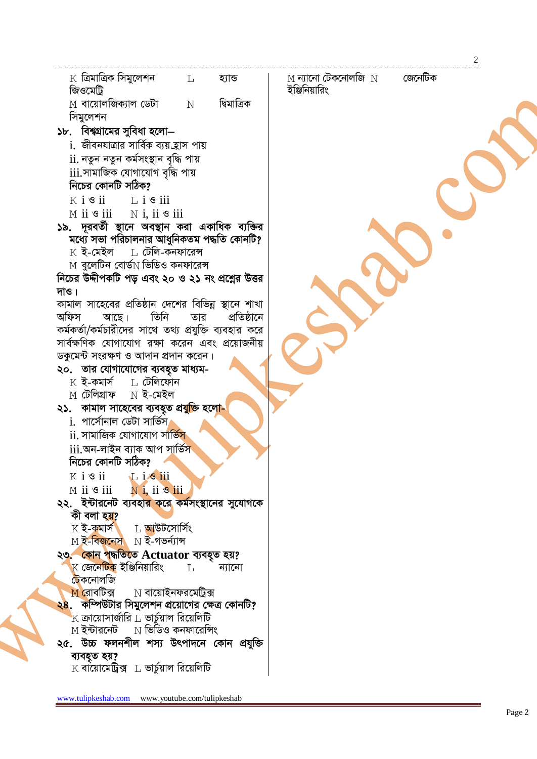K ত্রিমাত্রিক সিমুলেশন L হ্যান্ড জিওমেট্রি
M বায়োলজিক্যাল ডেটা N দ্বিমাত্রিক সিমুলেশন

**১৮. বিশ্বগ্রামের সুবিধা হলো–**

i. জীবনযাত্রার সার্বিক ব্যয় হ্রাস পায়
ii. নতুন নতুন কর্মসংস্থান বৃদ্ধি পায়
iii. সামাজিক যোগাযোগ বৃদ্ধি পায়

**নিচের কোনটি সঠিক?**

K i ও ii L i ও iii
M ii ও iii N i, ii ও iii

**১৯. দূরবর্তী স্থানে অবস্থান করা একাধিক ব্যক্তির মধ্যে সভা পরিচালনার আধুনিকতম পদ্ধতি কোনটি?**

K ই-মেইল L টেলি-কনফারেন্স
M বুলেটিন বোর্ড N ভিডিও কনফারেন্স

**নিচের উদ্দীপকটি পড় এবং ২০ ও ২১ নং প্রশ্নের উত্তর দাও।**

কামাল সাহেবের প্রতিষ্ঠান দেশের বিভিন্ন স্থানে শাখা অফিস আছে। তিনি তার প্রতিষ্ঠানে কর্মকর্তা/কর্মচারীদের সাথে তথ্য প্রযুক্তি ব্যবহার করে সার্বক্ষণিক যোগাযোগ রক্ষা করেন এবং প্রয়োজনীয় ডকুমেন্ট সংরক্ষণ ও আদান প্রদান করেন।

**২০. তার যোগাযোগের ব্যবহৃত মাধ্যম-**

K ই-কমার্স L টেলিফোন
M টেলিগ্রাফ N ই-মেইল

**২১. কামাল সাহেবের ব্যবহৃত প্রযুক্তি হলো-**

i. পার্সোনাল ডেটা সার্ভিস
ii. সামাজিক যোগাযোগ সার্ভিস
iii. অন-লাইন ব্যাক আপ সার্ভিস

**নিচের কোনটি সঠিক?**

K i ও ii L i ও iii
M ii ও iii N i, ii ও iii

**২২. ইন্টারনেট ব্যবহার করে কর্মসংস্থানের সুযোগকে কী বলা হয়?**

K ই-কমার্স L আউটসোর্সিং
M ই-বিজনেস N ই-গভর্ন্যান্স

**২৩. কোন পদ্ধতিতে Actuator ব্যবহৃত হয়?**

K জেনেটিক ইঞ্জিনিয়ারিং L ন্যানো টেকনোলজি
M রোবটিক্স N বায়োইনফরমেট্রিক্স

**২৪. কম্পিউটার সিমুলেশন প্রয়োগের ক্ষেত্র কোনটি?**

K ক্রায়োসার্জারি L ভার্চুয়াল রিয়েলিটি
M ইন্টারনেট N ভিডিও কনফারেন্সিং

**২৫. উচ্চ ফলনশীল শস্য উৎপাদনে কোন প্রযুক্তি ব্যবহৃত হয়?**

K বায়োমেট্রিক্স L ভার্চুয়াল রিয়েলিটি
M ন্যানো টেকনোলজি N জেনেটিক ইঞ্জিনিয়ারিং

www.tulipkeshab.com www.youtube.com/tulipkeshab